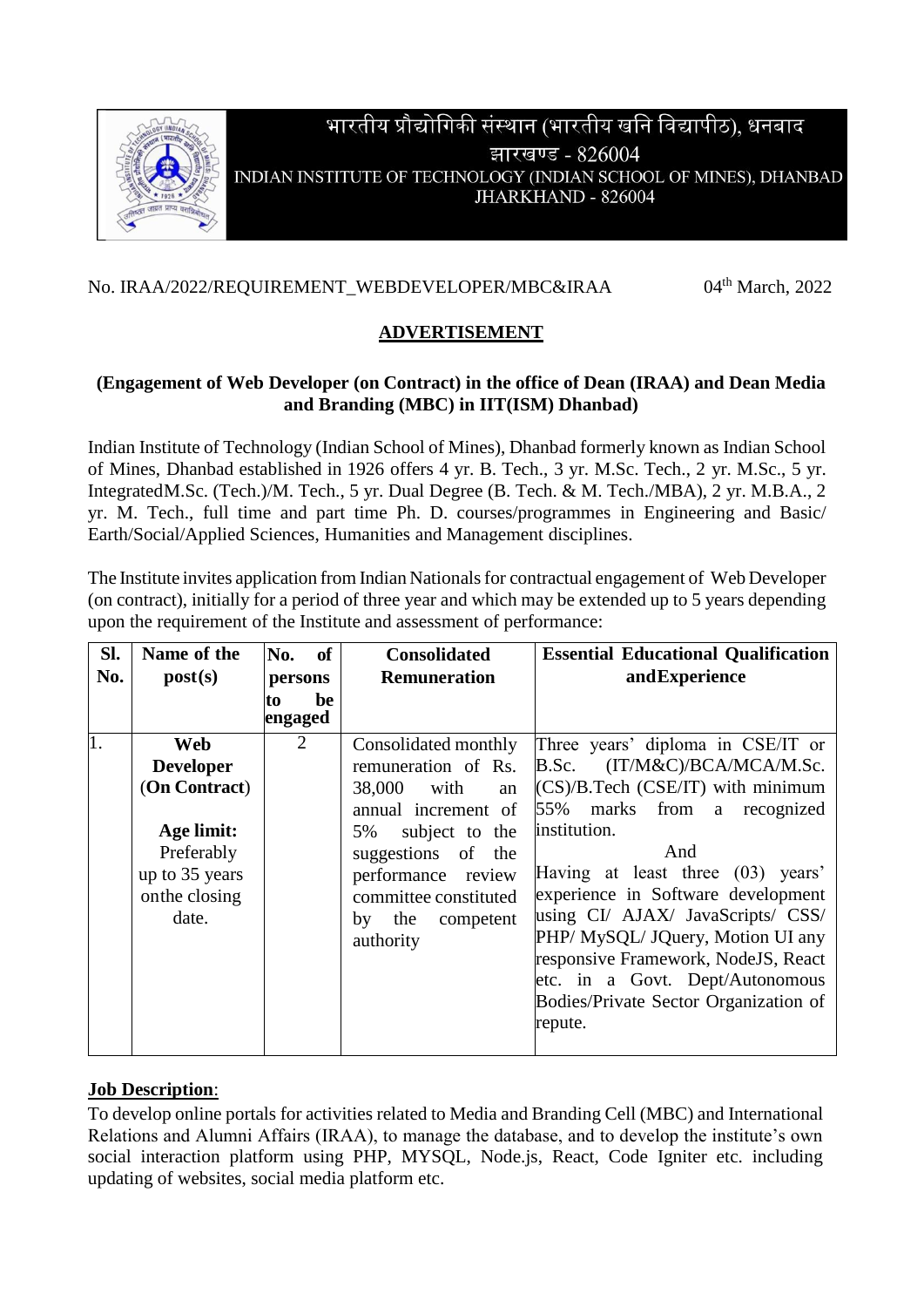भारतीय प्रौद्योगिकी संस्थान (भारतीय खनि विद्यापीठ), धनबाद
झारखण्ड - 826004
INDIAN INSTITUTE OF TECHNOLOGY (INDIAN SCHOOL OF MINES), DHANBAD
JHARKHAND - 826004

No. IRAA/2022/REQUIREMENT_WEBDEVELOPER/MBC&IRAA 04th March, 2022

## ADVERTISEMENT

**(Engagement of Web Developer (on Contract) in the office of Dean (IRAA) and Dean Media and Branding (MBC) in IIT(ISM) Dhanbad)**

Indian Institute of Technology (Indian School of Mines), Dhanbad formerly known as Indian School of Mines, Dhanbad established in 1926 offers 4 yr. B. Tech., 3 yr. M.Sc. Tech., 2 yr. M.Sc., 5 yr. IntegratedM.Sc. (Tech.)/M. Tech., 5 yr. Dual Degree (B. Tech. & M. Tech./MBA), 2 yr. M.B.A., 2 yr. M. Tech., full time and part time Ph. D. courses/programmes in Engineering and Basic/ Earth/Social/Applied Sciences, Humanities and Management disciplines.

The Institute invites application from Indian Nationals for contractual engagement of Web Developer (on contract), initially for a period of three year and which may be extended up to 5 years depending upon the requirement of the Institute and assessment of performance:

| Sl. No. | Name of the post(s) | No. of persons to be engaged | Consolidated Remuneration | Essential Educational Qualification andExperience |
|---|---|---|---|---|
| 1. | **Web Developer** (**On Contract**)<br><br>**Age limit:** Preferably up to 35 years onthe closing date. | 2 | Consolidated monthly remuneration of Rs. 38,000 with an annual increment of 5% subject to the suggestions of the performance review committee constituted by the competent authority | Three years' diploma in CSE/IT or B.Sc. (IT/M&C)/BCA/MCA/M.Sc.(CS)/B.Tech (CSE/IT) with minimum 55% marks from a recognized institution.<br>And<br>Having at least three (03) years' experience in Software development using CI/ AJAX/ JavaScripts/ CSS/ PHP/ MySQL/ JQuery, Motion UI any responsive Framework, NodeJS, React etc. in a Govt. Dept/Autonomous Bodies/Private Sector Organization of repute. |

**Job Description**:
To develop online portals for activities related to Media and Branding Cell (MBC) and International Relations and Alumni Affairs (IRAA), to manage the database, and to develop the institute's own social interaction platform using PHP, MYSQL, Node.js, React, Code Igniter etc. including updating of websites, social media platform etc.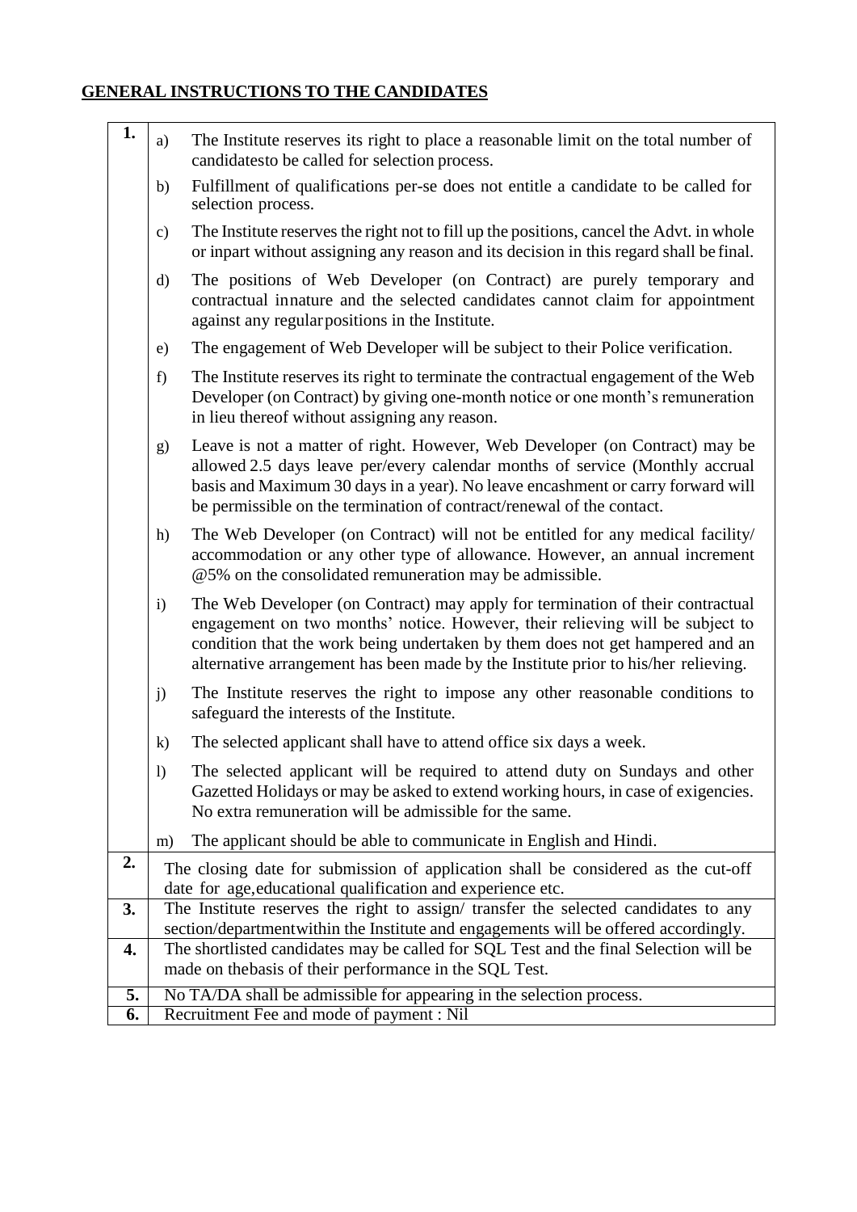## GENERAL INSTRUCTIONS TO THE CANDIDATES

| | |
|---|---|
| **1.** | a) The Institute reserves its right to place a reasonable limit on the total number of candidatesto be called for selection process.<br>b) Fulfillment of qualifications per-se does not entitle a candidate to be called for selection process.<br>c) The Institute reserves the right not to fill up the positions, cancel the Advt. in whole or inpart without assigning any reason and its decision in this regard shall be final.<br>d) The positions of Web Developer (on Contract) are purely temporary and contractual innature and the selected candidates cannot claim for appointment against any regularpositions in the Institute.<br>e) The engagement of Web Developer will be subject to their Police verification.<br>f) The Institute reserves its right to terminate the contractual engagement of the Web Developer (on Contract) by giving one-month notice or one month's remuneration in lieu thereof without assigning any reason.<br>g) Leave is not a matter of right. However, Web Developer (on Contract) may be allowed 2.5 days leave per/every calendar months of service (Monthly accrual basis and Maximum 30 days in a year). No leave encashment or carry forward will be permissible on the termination of contract/renewal of the contact.<br>h) The Web Developer (on Contract) will not be entitled for any medical facility/ accommodation or any other type of allowance. However, an annual increment @5% on the consolidated remuneration may be admissible.<br>i) The Web Developer (on Contract) may apply for termination of their contractual engagement on two months' notice. However, their relieving will be subject to condition that the work being undertaken by them does not get hampered and an alternative arrangement has been made by the Institute prior to his/her relieving.<br>j) The Institute reserves the right to impose any other reasonable conditions to safeguard the interests of the Institute.<br>k) The selected applicant shall have to attend office six days a week.<br>l) The selected applicant will be required to attend duty on Sundays and other Gazetted Holidays or may be asked to extend working hours, in case of exigencies. No extra remuneration will be admissible for the same.<br>m) The applicant should be able to communicate in English and Hindi. |
| **2.** | The closing date for submission of application shall be considered as the cut-off date for age,educational qualification and experience etc. |
| **3.** | The Institute reserves the right to assign/ transfer the selected candidates to any section/departmentwithin the Institute and engagements will be offered accordingly. |
| **4.** | The shortlisted candidates may be called for SQL Test and the final Selection will be made on thebasis of their performance in the SQL Test. |
| **5.** | No TA/DA shall be admissible for appearing in the selection process. |
| **6.** | Recruitment Fee and mode of payment : Nil |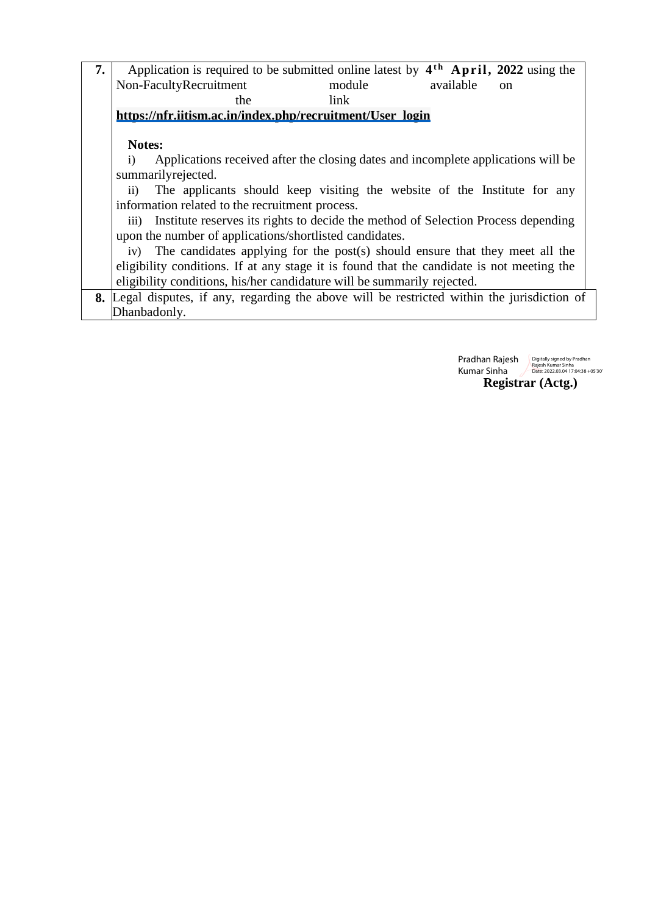| | |
|---|---|
| **7.** | Application is required to be submitted online latest by **4th April, 2022** using the Non-FacultyRecruitment module available on the link **https://nfr.iitism.ac.in/index.php/recruitment/User_login**<br><br>**Notes:**<br>i) Applications received after the closing dates and incomplete applications will be summarilyrejected.<br>ii) The applicants should keep visiting the website of the Institute for any information related to the recruitment process.<br>iii) Institute reserves its rights to decide the method of Selection Process depending upon the number of applications/shortlisted candidates.<br>iv) The candidates applying for the post(s) should ensure that they meet all the eligibility conditions. If at any stage it is found that the candidate is not meeting the eligibility conditions, his/her candidature will be summarily rejected. |
| **8.** | Legal disputes, if any, regarding the above will be restricted within the jurisdiction of Dhanbadonly. |

Pradhan Rajesh Kumar Sinha

Digitally signed by Pradhan Rajesh Kumar Sinha
Date: 2022.03.04 17:04:38 +05'30'

**Registrar (Actg.)**